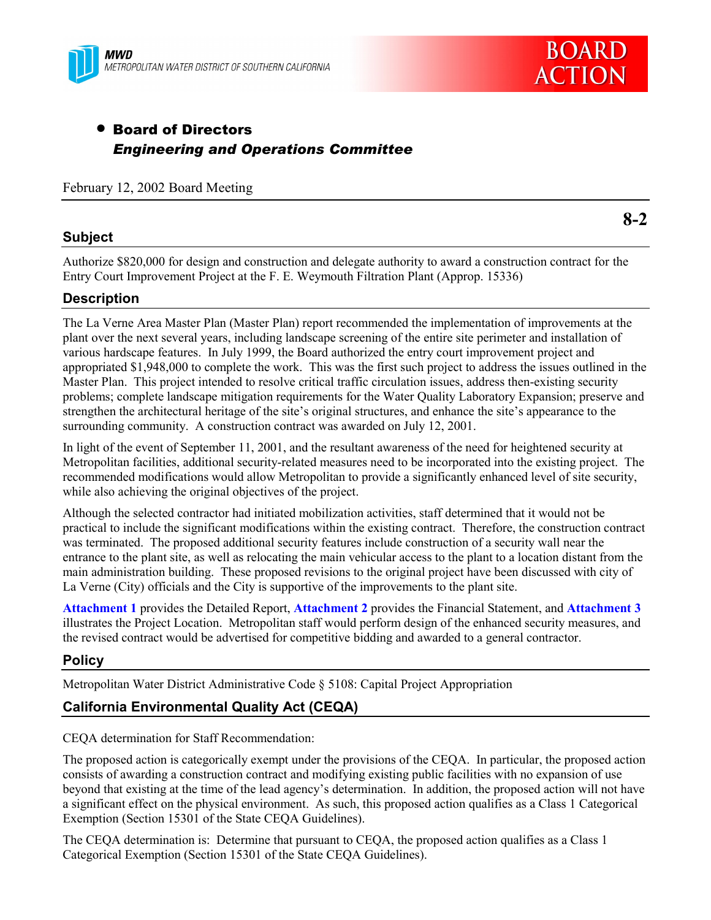**MWD**
METROPOLITAN WATER DISTRICT OF SOUTHERN CALIFORNIA

**BOARD ACTION**

- **Board of Directors**
  ***Engineering and Operations Committee***

February 12, 2002 Board Meeting

**8-2**

## Subject

Authorize $820,000 for design and construction and delegate authority to award a construction contract for the Entry Court Improvement Project at the F. E. Weymouth Filtration Plant (Approp. 15336)

## Description

The La Verne Area Master Plan (Master Plan) report recommended the implementation of improvements at the plant over the next several years, including landscape screening of the entire site perimeter and installation of various hardscape features. In July 1999, the Board authorized the entry court improvement project and appropriated $1,948,000 to complete the work. This was the first such project to address the issues outlined in the Master Plan. This project intended to resolve critical traffic circulation issues, address then-existing security problems; complete landscape mitigation requirements for the Water Quality Laboratory Expansion; preserve and strengthen the architectural heritage of the site's original structures, and enhance the site's appearance to the surrounding community. A construction contract was awarded on July 12, 2001.

In light of the event of September 11, 2001, and the resultant awareness of the need for heightened security at Metropolitan facilities, additional security-related measures need to be incorporated into the existing project. The recommended modifications would allow Metropolitan to provide a significantly enhanced level of site security, while also achieving the original objectives of the project.

Although the selected contractor had initiated mobilization activities, staff determined that it would not be practical to include the significant modifications within the existing contract. Therefore, the construction contract was terminated. The proposed additional security features include construction of a security wall near the entrance to the plant site, as well as relocating the main vehicular access to the plant to a location distant from the main administration building. These proposed revisions to the original project have been discussed with city of La Verne (City) officials and the City is supportive of the improvements to the plant site.

**Attachment 1** provides the Detailed Report, **Attachment 2** provides the Financial Statement, and **Attachment 3** illustrates the Project Location. Metropolitan staff would perform design of the enhanced security measures, and the revised contract would be advertised for competitive bidding and awarded to a general contractor.

## Policy

Metropolitan Water District Administrative Code § 5108: Capital Project Appropriation

## California Environmental Quality Act (CEQA)

CEQA determination for Staff Recommendation:

The proposed action is categorically exempt under the provisions of the CEQA. In particular, the proposed action consists of awarding a construction contract and modifying existing public facilities with no expansion of use beyond that existing at the time of the lead agency's determination. In addition, the proposed action will not have a significant effect on the physical environment. As such, this proposed action qualifies as a Class 1 Categorical Exemption (Section 15301 of the State CEQA Guidelines).

The CEQA determination is: Determine that pursuant to CEQA, the proposed action qualifies as a Class 1 Categorical Exemption (Section 15301 of the State CEQA Guidelines).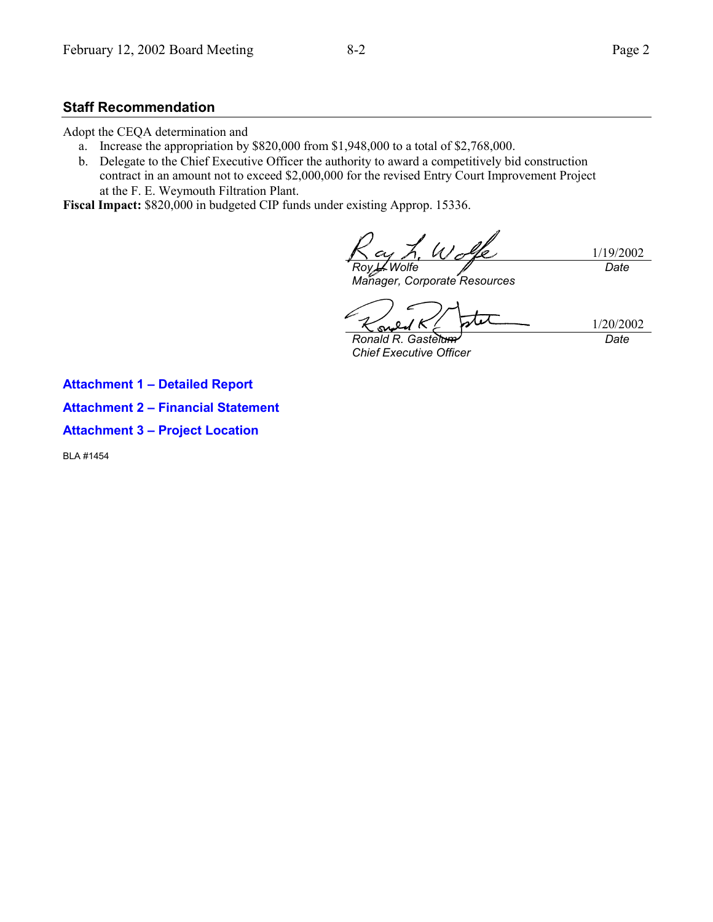## Staff Recommendation

Adopt the CEQA determination and

a. Increase the appropriation by $820,000 from $1,948,000 to a total of $2,768,000.
b. Delegate to the Chief Executive Officer the authority to award a competitively bid construction contract in an amount not to exceed $2,000,000 for the revised Entry Court Improvement Project at the F. E. Weymouth Filtration Plant.

**Fiscal Impact:** $820,000 in budgeted CIP funds under existing Approp. 15336.

| | |
|---|---|
| *Roy L. Wolfe*<br>*Manager, Corporate Resources* | 1/19/2002<br>*Date* |
| *Ronald R. Gastelum*<br>*Chief Executive Officer* | 1/20/2002<br>*Date* |

**Attachment 1 – Detailed Report**

**Attachment 2 – Financial Statement**

**Attachment 3 – Project Location**

BLA #1454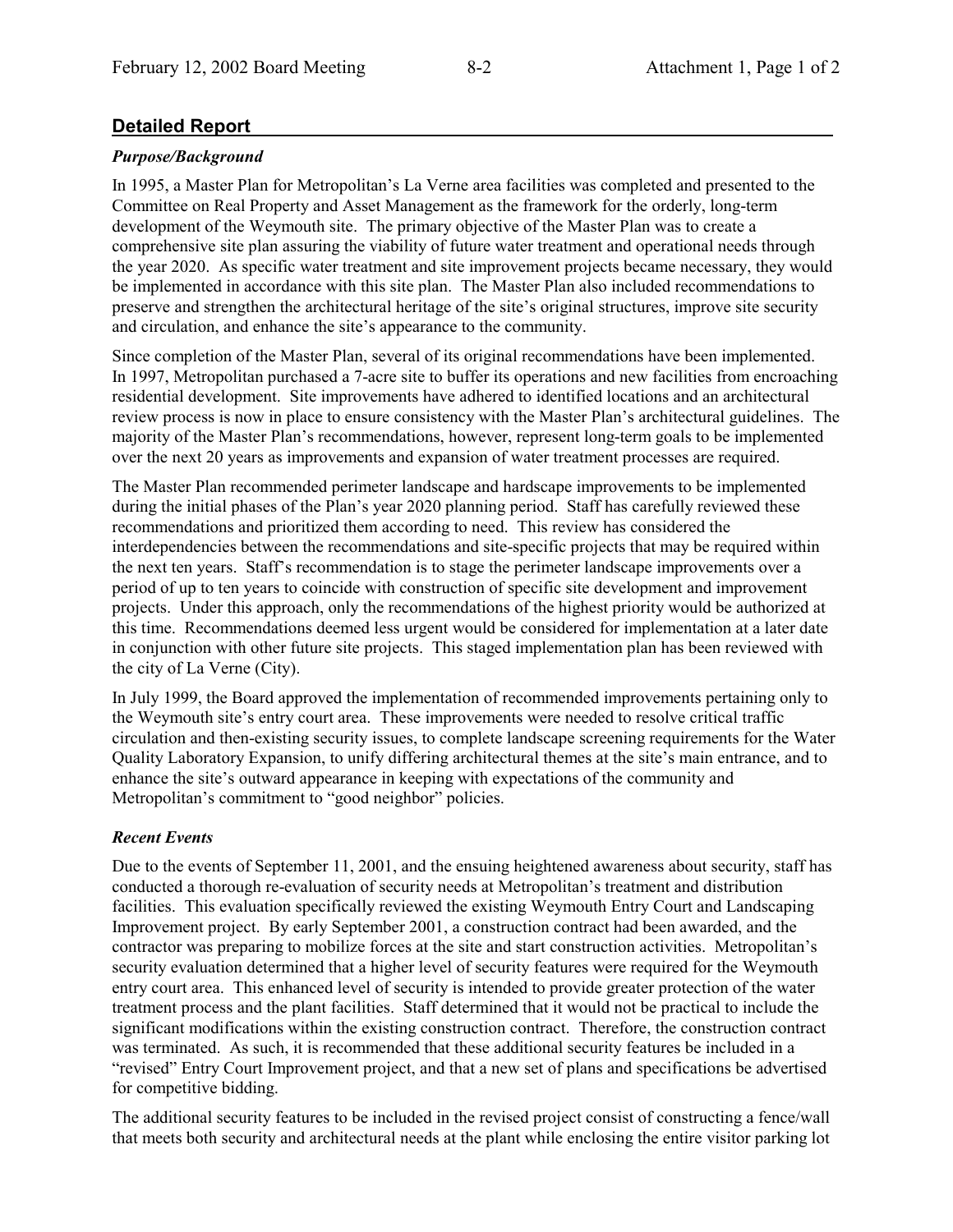## Detailed Report

### *Purpose/Background*

In 1995, a Master Plan for Metropolitan's La Verne area facilities was completed and presented to the Committee on Real Property and Asset Management as the framework for the orderly, long-term development of the Weymouth site. The primary objective of the Master Plan was to create a comprehensive site plan assuring the viability of future water treatment and operational needs through the year 2020. As specific water treatment and site improvement projects became necessary, they would be implemented in accordance with this site plan. The Master Plan also included recommendations to preserve and strengthen the architectural heritage of the site's original structures, improve site security and circulation, and enhance the site's appearance to the community.

Since completion of the Master Plan, several of its original recommendations have been implemented. In 1997, Metropolitan purchased a 7-acre site to buffer its operations and new facilities from encroaching residential development. Site improvements have adhered to identified locations and an architectural review process is now in place to ensure consistency with the Master Plan's architectural guidelines. The majority of the Master Plan's recommendations, however, represent long-term goals to be implemented over the next 20 years as improvements and expansion of water treatment processes are required.

The Master Plan recommended perimeter landscape and hardscape improvements to be implemented during the initial phases of the Plan's year 2020 planning period. Staff has carefully reviewed these recommendations and prioritized them according to need. This review has considered the interdependencies between the recommendations and site-specific projects that may be required within the next ten years. Staff's recommendation is to stage the perimeter landscape improvements over a period of up to ten years to coincide with construction of specific site development and improvement projects. Under this approach, only the recommendations of the highest priority would be authorized at this time. Recommendations deemed less urgent would be considered for implementation at a later date in conjunction with other future site projects. This staged implementation plan has been reviewed with the city of La Verne (City).

In July 1999, the Board approved the implementation of recommended improvements pertaining only to the Weymouth site's entry court area. These improvements were needed to resolve critical traffic circulation and then-existing security issues, to complete landscape screening requirements for the Water Quality Laboratory Expansion, to unify differing architectural themes at the site's main entrance, and to enhance the site's outward appearance in keeping with expectations of the community and Metropolitan's commitment to "good neighbor" policies.

### *Recent Events*

Due to the events of September 11, 2001, and the ensuing heightened awareness about security, staff has conducted a thorough re-evaluation of security needs at Metropolitan's treatment and distribution facilities. This evaluation specifically reviewed the existing Weymouth Entry Court and Landscaping Improvement project. By early September 2001, a construction contract had been awarded, and the contractor was preparing to mobilize forces at the site and start construction activities. Metropolitan's security evaluation determined that a higher level of security features were required for the Weymouth entry court area. This enhanced level of security is intended to provide greater protection of the water treatment process and the plant facilities. Staff determined that it would not be practical to include the significant modifications within the existing construction contract. Therefore, the construction contract was terminated. As such, it is recommended that these additional security features be included in a "revised" Entry Court Improvement project, and that a new set of plans and specifications be advertised for competitive bidding.

The additional security features to be included in the revised project consist of constructing a fence/wall that meets both security and architectural needs at the plant while enclosing the entire visitor parking lot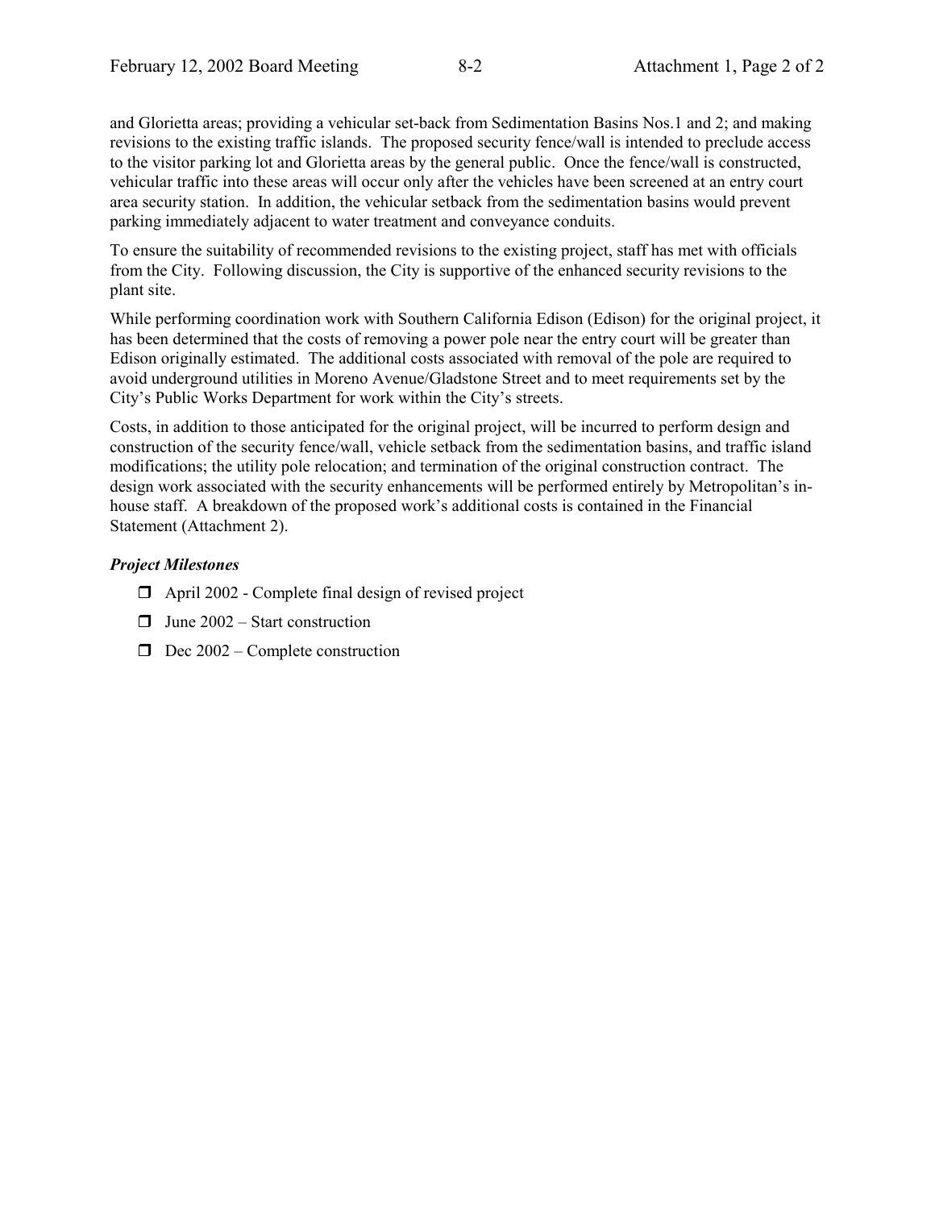and Glorietta areas; providing a vehicular set-back from Sedimentation Basins Nos.1 and 2; and making revisions to the existing traffic islands. The proposed security fence/wall is intended to preclude access to the visitor parking lot and Glorietta areas by the general public. Once the fence/wall is constructed, vehicular traffic into these areas will occur only after the vehicles have been screened at an entry court area security station. In addition, the vehicular setback from the sedimentation basins would prevent parking immediately adjacent to water treatment and conveyance conduits.

To ensure the suitability of recommended revisions to the existing project, staff has met with officials from the City. Following discussion, the City is supportive of the enhanced security revisions to the plant site.

While performing coordination work with Southern California Edison (Edison) for the original project, it has been determined that the costs of removing a power pole near the entry court will be greater than Edison originally estimated. The additional costs associated with removal of the pole are required to avoid underground utilities in Moreno Avenue/Gladstone Street and to meet requirements set by the City's Public Works Department for work within the City's streets.

Costs, in addition to those anticipated for the original project, will be incurred to perform design and construction of the security fence/wall, vehicle setback from the sedimentation basins, and traffic island modifications; the utility pole relocation; and termination of the original construction contract. The design work associated with the security enhancements will be performed entirely by Metropolitan's in-house staff. A breakdown of the proposed work's additional costs is contained in the Financial Statement (Attachment 2).

***Project Milestones***

- April 2002 - Complete final design of revised project
- June 2002 – Start construction
- Dec 2002 – Complete construction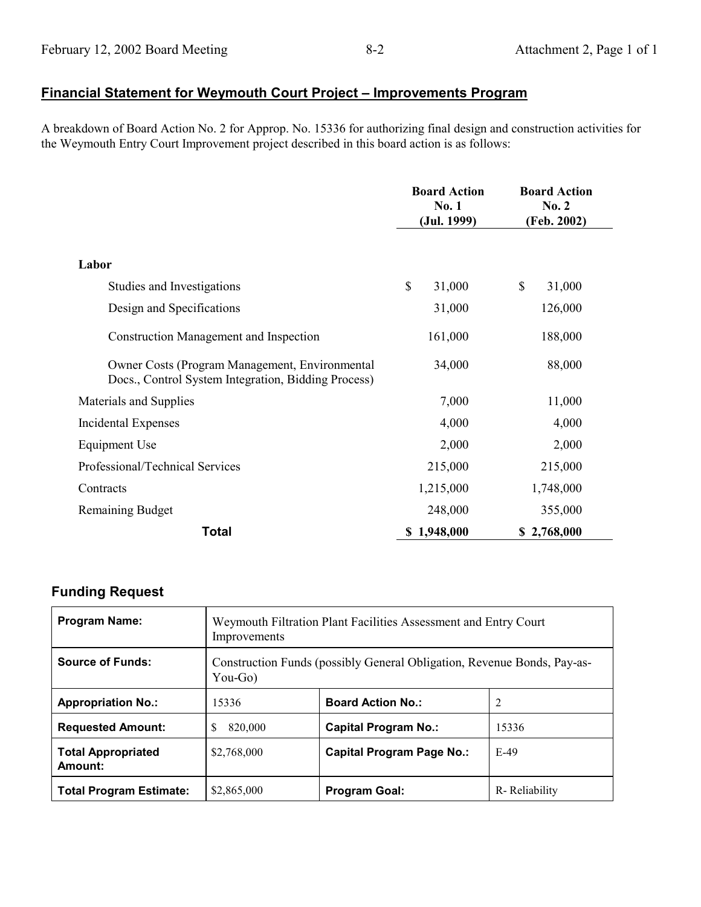## Financial Statement for Weymouth Court Project – Improvements Program

A breakdown of Board Action No. 2 for Approp. No. 15336 for authorizing final design and construction activities for the Weymouth Entry Court Improvement project described in this board action is as follows:

| | Board Action No. 1 (Jul. 1999) | Board Action No. 2 (Feb. 2002) |
|---|---|---|
| **Labor** | | |
| Studies and Investigations | $ 31,000 | $ 31,000 |
| Design and Specifications | 31,000 | 126,000 |
| Construction Management and Inspection | 161,000 | 188,000 |
| Owner Costs (Program Management, Environmental Docs., Control System Integration, Bidding Process) | 34,000 | 88,000 |
| Materials and Supplies | 7,000 | 11,000 |
| Incidental Expenses | 4,000 | 4,000 |
| Equipment Use | 2,000 | 2,000 |
| Professional/Technical Services | 215,000 | 215,000 |
| Contracts | 1,215,000 | 1,748,000 |
| Remaining Budget | 248,000 | 355,000 |
| **Total** | **$ 1,948,000** | **$ 2,768,000** |

### Funding Request

| **Program Name:** | Weymouth Filtration Plant Facilities Assessment and Entry Court Improvements | | |
|---|---|---|---|
| **Source of Funds:** | Construction Funds (possibly General Obligation, Revenue Bonds, Pay-as-You-Go) | | |
| **Appropriation No.:** | 15336 | **Board Action No.:** | 2 |
| **Requested Amount:** | $ 820,000 | **Capital Program No.:** | 15336 |
| **Total Appropriated Amount:** | $2,768,000 | **Capital Program Page No.:** | E-49 |
| **Total Program Estimate:** | $2,865,000 | **Program Goal:** | R- Reliability |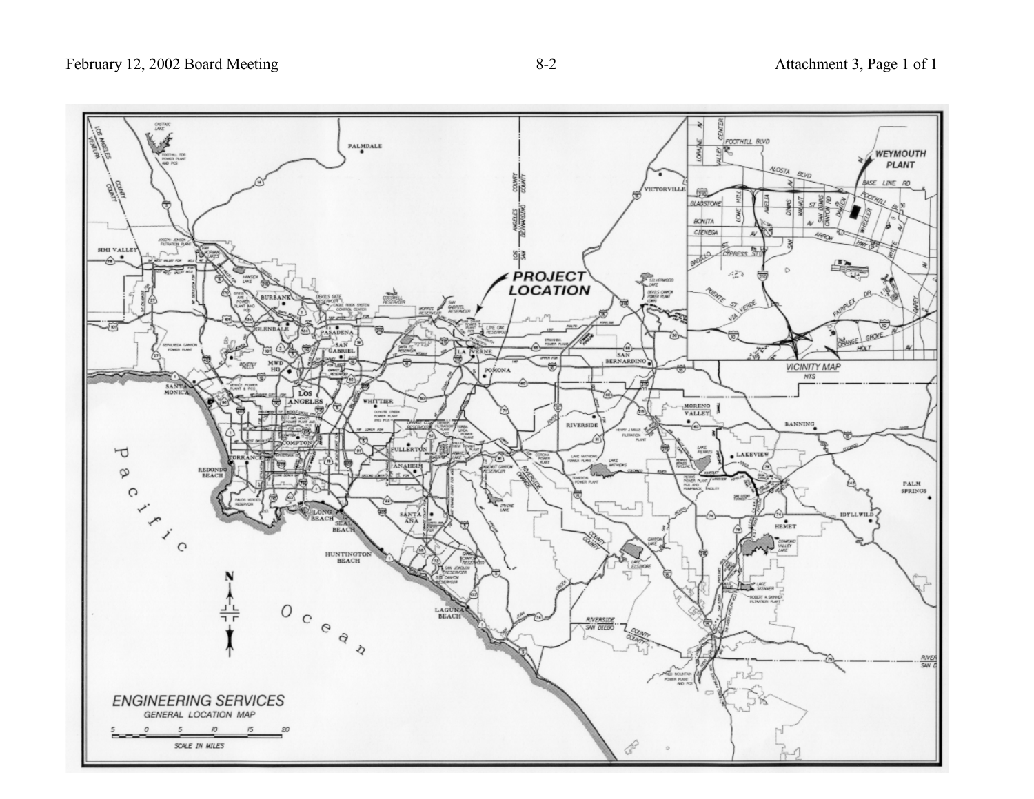ENGINEERING SERVICES

GENERAL LOCATION MAP

5 0 5 10 15 20

SCALE IN MILES

PROJECT LOCATION

WEYMOUTH PLANT

VICINITY MAP

NTS